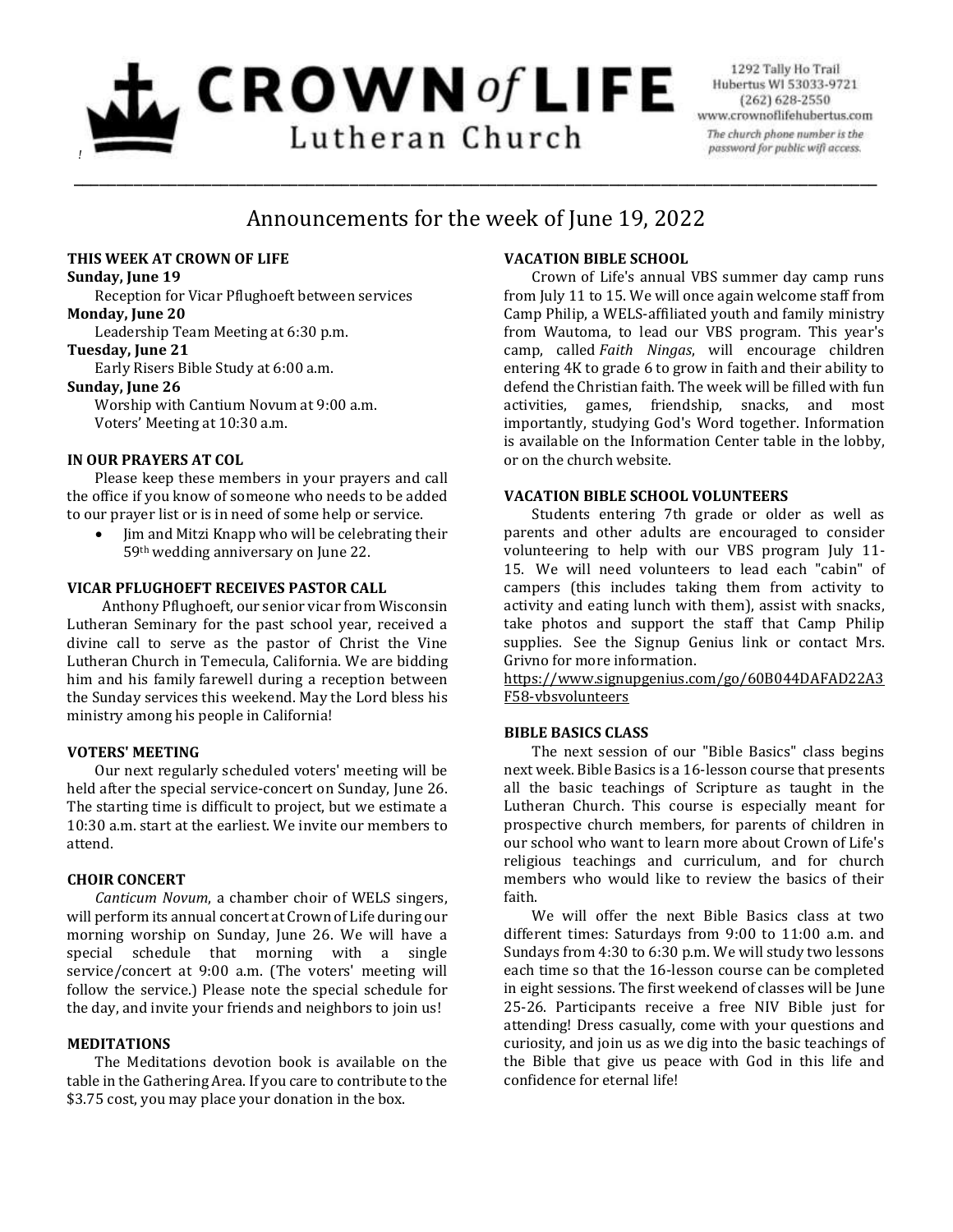# CROWN *of* LIFE Lutheran Church

1292 Tally Ho Trail
Hubertus WI 53033-9721
(262) 628-2550
www.crownoflifehubertus.com
*The church phone number is the password for public wifi access.*

## Announcements for the week of June 19, 2022

### THIS WEEK AT CROWN OF LIFE

**Sunday, June 19**
Reception for Vicar Pflughoeft between services

**Monday, June 20**
Leadership Team Meeting at 6:30 p.m.

**Tuesday, June 21**
Early Risers Bible Study at 6:00 a.m.

**Sunday, June 26**
Worship with Cantium Novum at 9:00 a.m.
Voters' Meeting at 10:30 a.m.

### IN OUR PRAYERS AT COL

Please keep these members in your prayers and call the office if you know of someone who needs to be added to our prayer list or is in need of some help or service.

- Jim and Mitzi Knapp who will be celebrating their 59th wedding anniversary on June 22.

### VICAR PFLUGHOEFT RECEIVES PASTOR CALL

Anthony Pflughoeft, our senior vicar from Wisconsin Lutheran Seminary for the past school year, received a divine call to serve as the pastor of Christ the Vine Lutheran Church in Temecula, California. We are bidding him and his family farewell during a reception between the Sunday services this weekend. May the Lord bless his ministry among his people in California!

### VOTERS' MEETING

Our next regularly scheduled voters' meeting will be held after the special service-concert on Sunday, June 26. The starting time is difficult to project, but we estimate a 10:30 a.m. start at the earliest. We invite our members to attend.

### CHOIR CONCERT

*Canticum Novum*, a chamber choir of WELS singers, will perform its annual concert at Crown of Life during our morning worship on Sunday, June 26. We will have a special schedule that morning with a single service/concert at 9:00 a.m. (The voters' meeting will follow the service.) Please note the special schedule for the day, and invite your friends and neighbors to join us!

### MEDITATIONS

The Meditations devotion book is available on the table in the Gathering Area. If you care to contribute to the $3.75 cost, you may place your donation in the box.

### VACATION BIBLE SCHOOL

Crown of Life's annual VBS summer day camp runs from July 11 to 15. We will once again welcome staff from Camp Philip, a WELS-affiliated youth and family ministry from Wautoma, to lead our VBS program. This year's camp, called *Faith Ningas*, will encourage children entering 4K to grade 6 to grow in faith and their ability to defend the Christian faith. The week will be filled with fun activities, games, friendship, snacks, and most importantly, studying God's Word together. Information is available on the Information Center table in the lobby, or on the church website.

### VACATION BIBLE SCHOOL VOLUNTEERS

Students entering 7th grade or older as well as parents and other adults are encouraged to consider volunteering to help with our VBS program July 11-15. We will need volunteers to lead each "cabin" of campers (this includes taking them from activity to activity and eating lunch with them), assist with snacks, take photos and support the staff that Camp Philip supplies. See the Signup Genius link or contact Mrs. Grivno for more information.
https://www.signupgenius.com/go/60B044DAFAD22A3F58-vbsvolunteers

### BIBLE BASICS CLASS

The next session of our "Bible Basics" class begins next week. Bible Basics is a 16-lesson course that presents all the basic teachings of Scripture as taught in the Lutheran Church. This course is especially meant for prospective church members, for parents of children in our school who want to learn more about Crown of Life's religious teachings and curriculum, and for church members who would like to review the basics of their faith.

We will offer the next Bible Basics class at two different times: Saturdays from 9:00 to 11:00 a.m. and Sundays from 4:30 to 6:30 p.m. We will study two lessons each time so that the 16-lesson course can be completed in eight sessions. The first weekend of classes will be June 25-26. Participants receive a free NIV Bible just for attending! Dress casually, come with your questions and curiosity, and join us as we dig into the basic teachings of the Bible that give us peace with God in this life and confidence for eternal life!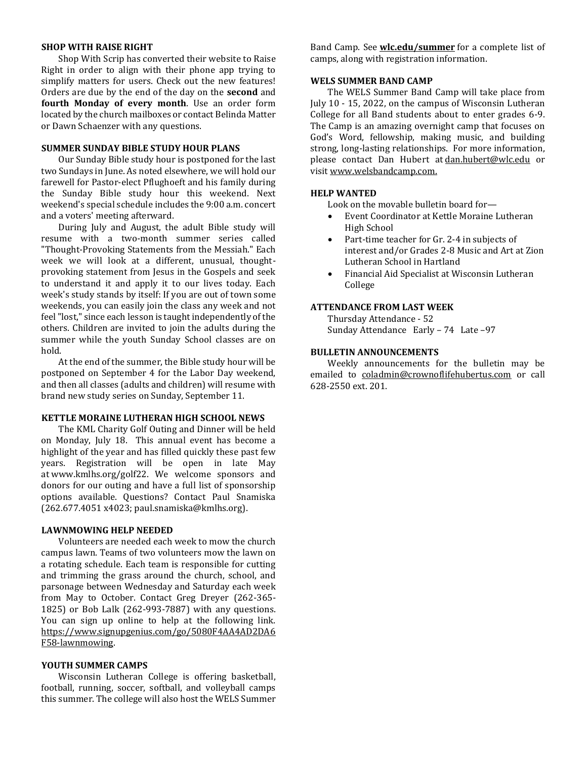**SHOP WITH RAISE RIGHT**

Shop With Scrip has converted their website to Raise Right in order to align with their phone app trying to simplify matters for users. Check out the new features! Orders are due by the end of the day on the **second** and **fourth Monday of every month**. Use an order form located by the church mailboxes or contact Belinda Matter or Dawn Schaenzer with any questions.

**SUMMER SUNDAY BIBLE STUDY HOUR PLANS**

Our Sunday Bible study hour is postponed for the last two Sundays in June. As noted elsewhere, we will hold our farewell for Pastor-elect Pflughoeft and his family during the Sunday Bible study hour this weekend. Next weekend's special schedule includes the 9:00 a.m. concert and a voters' meeting afterward.

During July and August, the adult Bible study will resume with a two-month summer series called "Thought-Provoking Statements from the Messiah." Each week we will look at a different, unusual, thought-provoking statement from Jesus in the Gospels and seek to understand it and apply it to our lives today. Each week's study stands by itself: If you are out of town some weekends, you can easily join the class any week and not feel "lost," since each lesson is taught independently of the others. Children are invited to join the adults during the summer while the youth Sunday School classes are on hold.

At the end of the summer, the Bible study hour will be postponed on September 4 for the Labor Day weekend, and then all classes (adults and children) will resume with brand new study series on Sunday, September 11.

**KETTLE MORAINE LUTHERAN HIGH SCHOOL NEWS**

The KML Charity Golf Outing and Dinner will be held on Monday, July 18. This annual event has become a highlight of the year and has filled quickly these past few years. Registration will be open in late May at www.kmlhs.org/golf22. We welcome sponsors and donors for our outing and have a full list of sponsorship options available. Questions? Contact Paul Snamiska (262.677.4051 x4023; paul.snamiska@kmlhs.org).

**LAWNMOWING HELP NEEDED**

Volunteers are needed each week to mow the church campus lawn. Teams of two volunteers mow the lawn on a rotating schedule. Each team is responsible for cutting and trimming the grass around the church, school, and parsonage between Wednesday and Saturday each week from May to October. Contact Greg Dreyer (262-365-1825) or Bob Lalk (262-993-7887) with any questions. You can sign up online to help at the following link. https://www.signupgenius.com/go/5080F4AA4AD2DA6F58-lawnmowing.

**YOUTH SUMMER CAMPS**

Wisconsin Lutheran College is offering basketball, football, running, soccer, softball, and volleyball camps this summer. The college will also host the WELS Summer Band Camp. See **wlc.edu/summer** for a complete list of camps, along with registration information.

**WELS SUMMER BAND CAMP**

The WELS Summer Band Camp will take place from July 10 - 15, 2022, on the campus of Wisconsin Lutheran College for all Band students about to enter grades 6-9. The Camp is an amazing overnight camp that focuses on God's Word, fellowship, making music, and building strong, long-lasting relationships. For more information, please contact Dan Hubert at dan.hubert@wlc.edu or visit www.welsbandcamp.com.

**HELP WANTED**

Look on the movable bulletin board for—

- Event Coordinator at Kettle Moraine Lutheran High School
- Part-time teacher for Gr. 2-4 in subjects of interest and/or Grades 2-8 Music and Art at Zion Lutheran School in Hartland
- Financial Aid Specialist at Wisconsin Lutheran College

**ATTENDANCE FROM LAST WEEK**

Thursday Attendance - 52
Sunday Attendance Early – 74 Late –97

**BULLETIN ANNOUNCEMENTS**

Weekly announcements for the bulletin may be emailed to coladmin@crownoflifehubertus.com or call 628-2550 ext. 201.